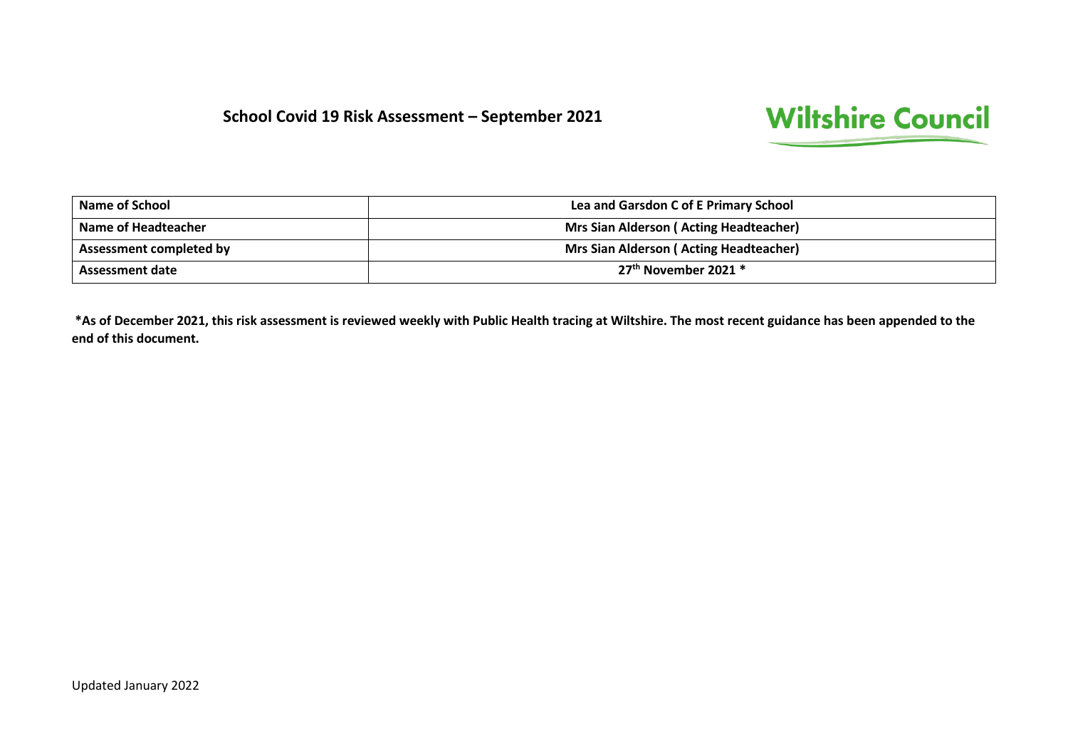# School Covid 19 Risk Assessment – September 2021

Wiltshire Council

| Name of School | Lea and Garsdon C of E Primary School |
|---|---|
| Name of Headteacher | Mrs Sian Alderson ( Acting Headteacher) |
| Assessment completed by | Mrs Sian Alderson ( Acting Headteacher) |
| Assessment date | 27th November 2021 * |

**\*As of December 2021, this risk assessment is reviewed weekly with Public Health tracing at Wiltshire. The most recent guidance has been appended to the end of this document.**

Updated January 2022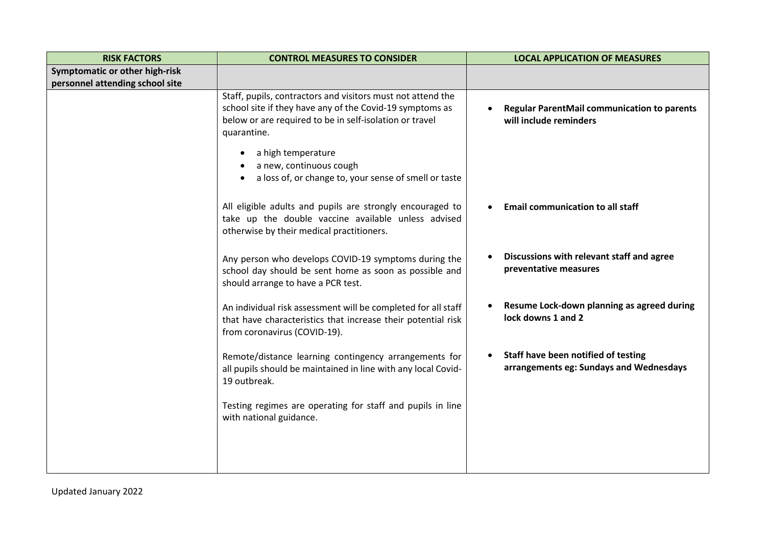| RISK FACTORS | CONTROL MEASURES TO CONSIDER | LOCAL APPLICATION OF MEASURES |
|---|---|---|
| **Symptomatic or other high-risk personnel attending school site** | | |
| | Staff, pupils, contractors and visitors must not attend the school site if they have any of the Covid-19 symptoms as below or are required to be in self-isolation or travel quarantine.<br><br>• a high temperature<br>• a new, continuous cough<br>• a loss of, or change to, your sense of smell or taste<br><br>All eligible adults and pupils are strongly encouraged to take up the double vaccine available unless advised otherwise by their medical practitioners.<br><br>Any person who develops COVID-19 symptoms during the school day should be sent home as soon as possible and should arrange to have a PCR test.<br><br>An individual risk assessment will be completed for all staff that have characteristics that increase their potential risk from coronavirus (COVID-19).<br><br>Remote/distance learning contingency arrangements for all pupils should be maintained in line with any local Covid-19 outbreak.<br><br>Testing regimes are operating for staff and pupils in line with national guidance. | • **Regular ParentMail communication to parents will include reminders**<br><br>• **Email communication to all staff**<br><br>• **Discussions with relevant staff and agree preventative measures**<br><br>• **Resume Lock-down planning as agreed during lock downs 1 and 2**<br><br>• **Staff have been notified of testing arrangements eg: Sundays and Wednesdays** |

Updated January 2022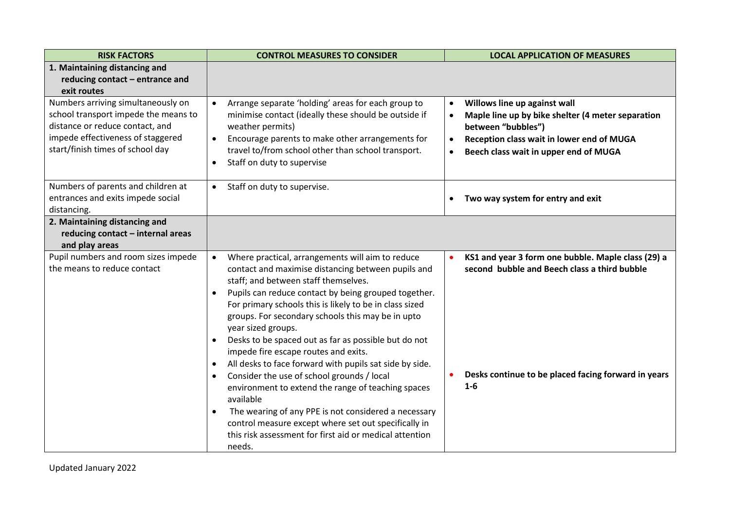| RISK FACTORS | CONTROL MEASURES TO CONSIDER | LOCAL APPLICATION OF MEASURES |
|---|---|---|
| **1. Maintaining distancing and reducing contact – entrance and exit routes** | | |
| Numbers arriving simultaneously on school transport impede the means to distance or reduce contact, and impede effectiveness of staggered start/finish times of school day | • Arrange separate 'holding' areas for each group to minimise contact (ideally these should be outside if weather permits)<br>• Encourage parents to make other arrangements for travel to/from school other than school transport.<br>• Staff on duty to supervise | • **Willows line up against wall**<br>• **Maple line up by bike shelter (4 meter separation between "bubbles")**<br>• **Reception class wait in lower end of MUGA**<br>• **Beech class wait in upper end of MUGA** |
| Numbers of parents and children at entrances and exits impede social distancing. | • Staff on duty to supervise. | • **Two way system for entry and exit** |
| **2. Maintaining distancing and reducing contact – internal areas and play areas** | | |
| Pupil numbers and room sizes impede the means to reduce contact | • Where practical, arrangements will aim to reduce contact and maximise distancing between pupils and staff; and between staff themselves.<br>• Pupils can reduce contact by being grouped together. For primary schools this is likely to be in class sized groups. For secondary schools this may be in upto year sized groups.<br>• Desks to be spaced out as far as possible but do not impede fire escape routes and exits.<br>• All desks to face forward with pupils sat side by side.<br>• Consider the use of school grounds / local environment to extend the range of teaching spaces available<br>• The wearing of any PPE is not considered a necessary control measure except where set out specifically in this risk assessment for first aid or medical attention needs. | • **KS1 and year 3 form one bubble. Maple class (29) a second bubble and Beech class a third bubble**<br>• **Desks continue to be placed facing forward in years 1-6** |

Updated January 2022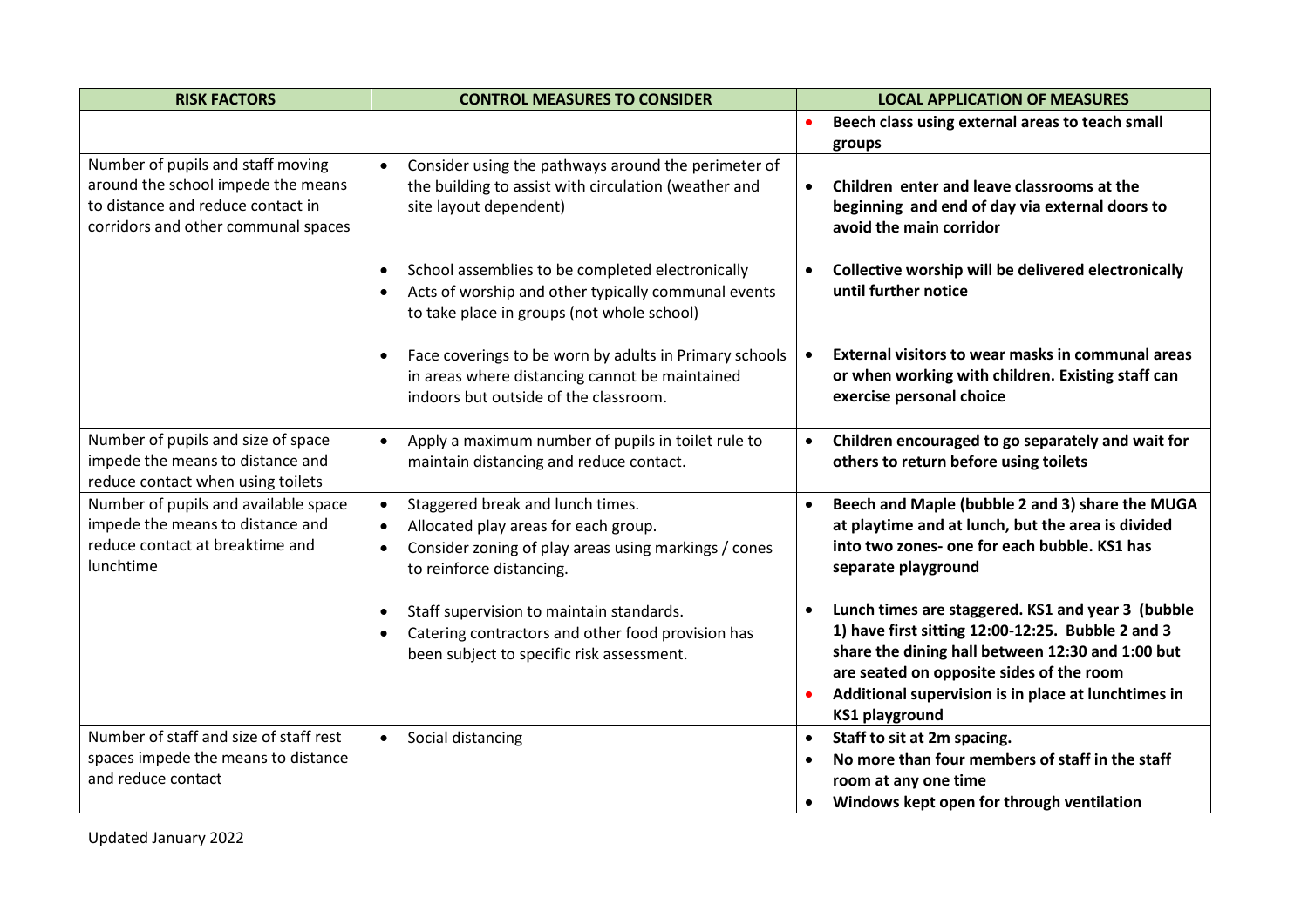| RISK FACTORS | CONTROL MEASURES TO CONSIDER | LOCAL APPLICATION OF MEASURES |
|---|---|---|
| | | • **Beech class using external areas to teach small groups** |
| Number of pupils and staff moving around the school impede the means to distance and reduce contact in corridors and other communal spaces | • Consider using the pathways around the perimeter of the building to assist with circulation (weather and site layout dependent)<br><br>• School assemblies to be completed electronically<br>• Acts of worship and other typically communal events to take place in groups (not whole school)<br><br>• Face coverings to be worn by adults in Primary schools in areas where distancing cannot be maintained indoors but outside of the classroom. | • **Children enter and leave classrooms at the beginning and end of day via external doors to avoid the main corridor**<br><br>• **Collective worship will be delivered electronically until further notice**<br><br>• **External visitors to wear masks in communal areas or when working with children. Existing staff can exercise personal choice** |
| Number of pupils and size of space impede the means to distance and reduce contact when using toilets | • Apply a maximum number of pupils in toilet rule to maintain distancing and reduce contact. | • **Children encouraged to go separately and wait for others to return before using toilets** |
| Number of pupils and available space impede the means to distance and reduce contact at breaktime and lunchtime | • Staggered break and lunch times.<br>• Allocated play areas for each group.<br>• Consider zoning of play areas using markings / cones to reinforce distancing.<br><br>• Staff supervision to maintain standards.<br>• Catering contractors and other food provision has been subject to specific risk assessment. | • **Beech and Maple (bubble 2 and 3) share the MUGA at playtime and at lunch, but the area is divided into two zones- one for each bubble. KS1 has separate playground**<br><br>• **Lunch times are staggered. KS1 and year 3 (bubble 1) have first sitting 12:00-12:25. Bubble 2 and 3 share the dining hall between 12:30 and 1:00 but are seated on opposite sides of the room**<br>• **Additional supervision is in place at lunchtimes in KS1 playground** |
| Number of staff and size of staff rest spaces impede the means to distance and reduce contact | • Social distancing | • **Staff to sit at 2m spacing.**<br>• **No more than four members of staff in the staff room at any one time**<br>• **Windows kept open for through ventilation** |

Updated January 2022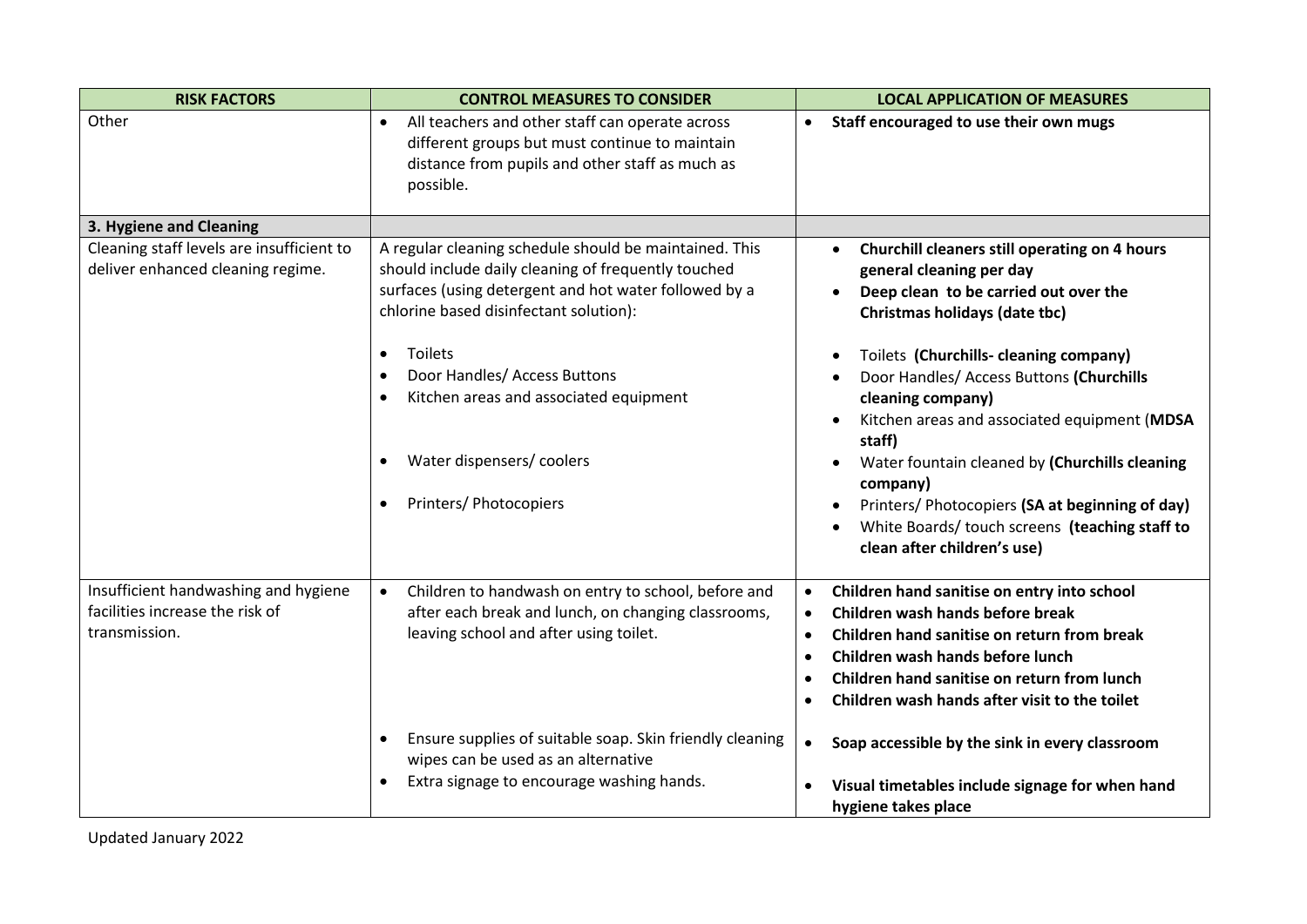| RISK FACTORS | CONTROL MEASURES TO CONSIDER | LOCAL APPLICATION OF MEASURES |
|---|---|---|
| Other | • All teachers and other staff can operate across different groups but must continue to maintain distance from pupils and other staff as much as possible. | • **Staff encouraged to use their own mugs** |
| **3. Hygiene and Cleaning** | | |
| Cleaning staff levels are insufficient to deliver enhanced cleaning regime. | A regular cleaning schedule should be maintained. This should include daily cleaning of frequently touched surfaces (using detergent and hot water followed by a chlorine based disinfectant solution):<br><br>• Toilets<br>• Door Handles/ Access Buttons<br>• Kitchen areas and associated equipment<br><br>• Water dispensers/ coolers<br><br>• Printers/ Photocopiers | • **Churchill cleaners still operating on 4 hours general cleaning per day**<br>• **Deep clean to be carried out over the Christmas holidays (date tbc)**<br><br>• Toilets **(Churchills- cleaning company)**<br>• Door Handles/ Access Buttons **(Churchills cleaning company)**<br>• Kitchen areas and associated equipment (**MDSA staff)**<br>• Water fountain cleaned by **(Churchills cleaning company)**<br>• Printers/ Photocopiers **(SA at beginning of day)**<br>• White Boards/ touch screens **(teaching staff to clean after children's use)** |
| Insufficient handwashing and hygiene facilities increase the risk of transmission. | • Children to handwash on entry to school, before and after each break and lunch, on changing classrooms, leaving school and after using toilet.<br><br>• Ensure supplies of suitable soap. Skin friendly cleaning wipes can be used as an alternative<br>• Extra signage to encourage washing hands. | • **Children hand sanitise on entry into school**<br>• **Children wash hands before break**<br>• **Children hand sanitise on return from break**<br>• **Children wash hands before lunch**<br>• **Children hand sanitise on return from lunch**<br>• **Children wash hands after visit to the toilet**<br><br>• **Soap accessible by the sink in every classroom**<br><br>• **Visual timetables include signage for when hand hygiene takes place** |

Updated January 2022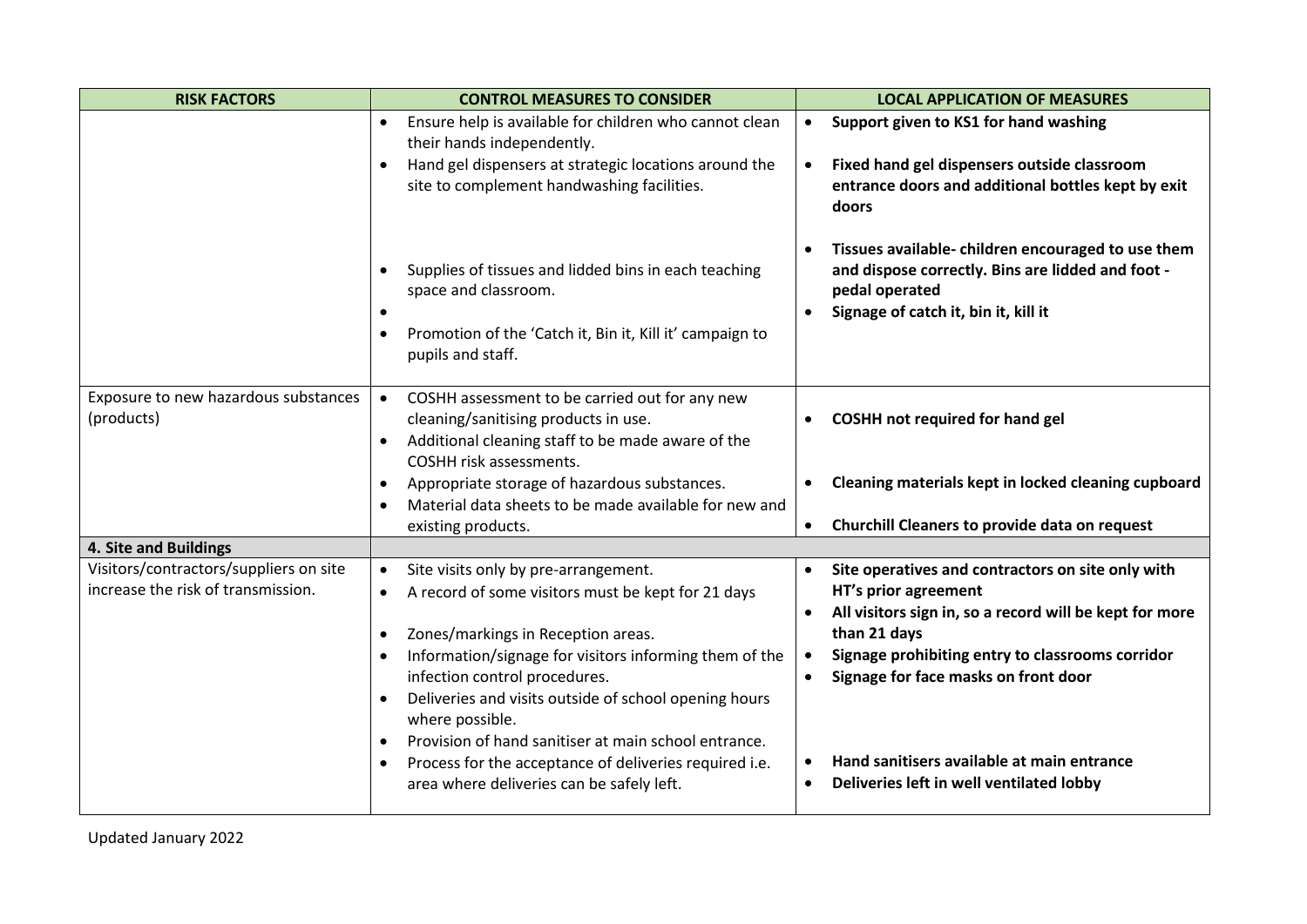| RISK FACTORS | CONTROL MEASURES TO CONSIDER | LOCAL APPLICATION OF MEASURES |
| --- | --- | --- |
| | • Ensure help is available for children who cannot clean their hands independently.<br>• Hand gel dispensers at strategic locations around the site to complement handwashing facilities.<br>• Supplies of tissues and lidded bins in each teaching space and classroom.<br>•<br>• Promotion of the 'Catch it, Bin it, Kill it' campaign to pupils and staff. | • **Support given to KS1 for hand washing**<br>• **Fixed hand gel dispensers outside classroom entrance doors and additional bottles kept by exit doors**<br>• **Tissues available- children encouraged to use them and dispose correctly. Bins are lidded and foot - pedal operated**<br>• **Signage of catch it, bin it, kill it** |
| Exposure to new hazardous substances (products) | • COSHH assessment to be carried out for any new cleaning/sanitising products in use.<br>• Additional cleaning staff to be made aware of the COSHH risk assessments.<br>• Appropriate storage of hazardous substances.<br>• Material data sheets to be made available for new and existing products. | • **COSHH not required for hand gel**<br>• **Cleaning materials kept in locked cleaning cupboard**<br>• **Churchill Cleaners to provide data on request** |
| **4. Site and Buildings** | | |
| Visitors/contractors/suppliers on site increase the risk of transmission. | • Site visits only by pre-arrangement.<br>• A record of some visitors must be kept for 21 days<br>• Zones/markings in Reception areas.<br>• Information/signage for visitors informing them of the infection control procedures.<br>• Deliveries and visits outside of school opening hours where possible.<br>• Provision of hand sanitiser at main school entrance.<br>• Process for the acceptance of deliveries required i.e. area where deliveries can be safely left. | • **Site operatives and contractors on site only with HT's prior agreement**<br>• **All visitors sign in, so a record will be kept for more than 21 days**<br>• **Signage prohibiting entry to classrooms corridor**<br>• **Signage for face masks on front door**<br>• **Hand sanitisers available at main entrance**<br>• **Deliveries left in well ventilated lobby** |

Updated January 2022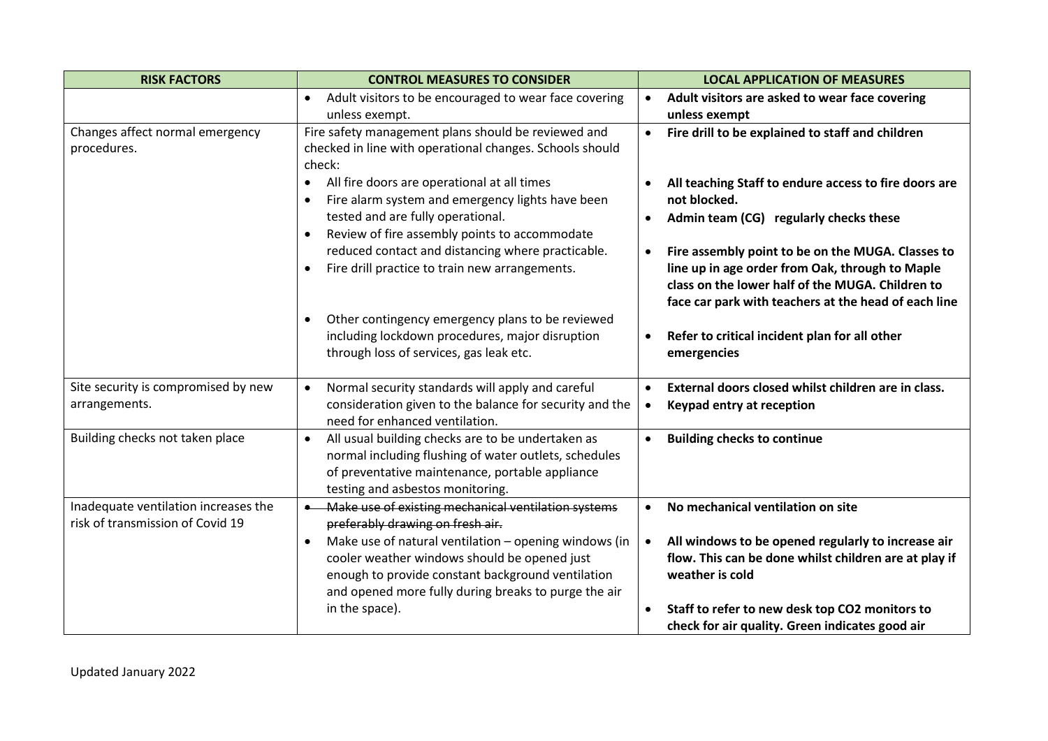| RISK FACTORS | CONTROL MEASURES TO CONSIDER | LOCAL APPLICATION OF MEASURES |
|---|---|---|
| | • Adult visitors to be encouraged to wear face covering unless exempt. | • **Adult visitors are asked to wear face covering unless exempt** |
| Changes affect normal emergency procedures. | Fire safety management plans should be reviewed and checked in line with operational changes. Schools should check:<br>• All fire doors are operational at all times<br>• Fire alarm system and emergency lights have been tested and are fully operational.<br>• Review of fire assembly points to accommodate reduced contact and distancing where practicable.<br>• Fire drill practice to train new arrangements.<br>• Other contingency emergency plans to be reviewed including lockdown procedures, major disruption through loss of services, gas leak etc. | • **Fire drill to be explained to staff and children**<br>• **All teaching Staff to endure access to fire doors are not blocked.**<br>• **Admin team (CG) regularly checks these**<br>• **Fire assembly point to be on the MUGA. Classes to line up in age order from Oak, through to Maple class on the lower half of the MUGA. Children to face car park with teachers at the head of each line**<br>• **Refer to critical incident plan for all other emergencies** |
| Site security is compromised by new arrangements. | • Normal security standards will apply and careful consideration given to the balance for security and the need for enhanced ventilation. | • **External doors closed whilst children are in class.**<br>• **Keypad entry at reception** |
| Building checks not taken place | • All usual building checks are to be undertaken as normal including flushing of water outlets, schedules of preventative maintenance, portable appliance testing and asbestos monitoring. | • **Building checks to continue** |
| Inadequate ventilation increases the risk of transmission of Covid 19 | • ~~Make use of existing mechanical ventilation systems preferably drawing on fresh air.~~<br>• Make use of natural ventilation – opening windows (in cooler weather windows should be opened just enough to provide constant background ventilation and opened more fully during breaks to purge the air in the space). | • **No mechanical ventilation on site**<br>• **All windows to be opened regularly to increase air flow. This can be done whilst children are at play if weather is cold**<br>• **Staff to refer to new desk top CO2 monitors to check for air quality. Green indicates good air** |

Updated January 2022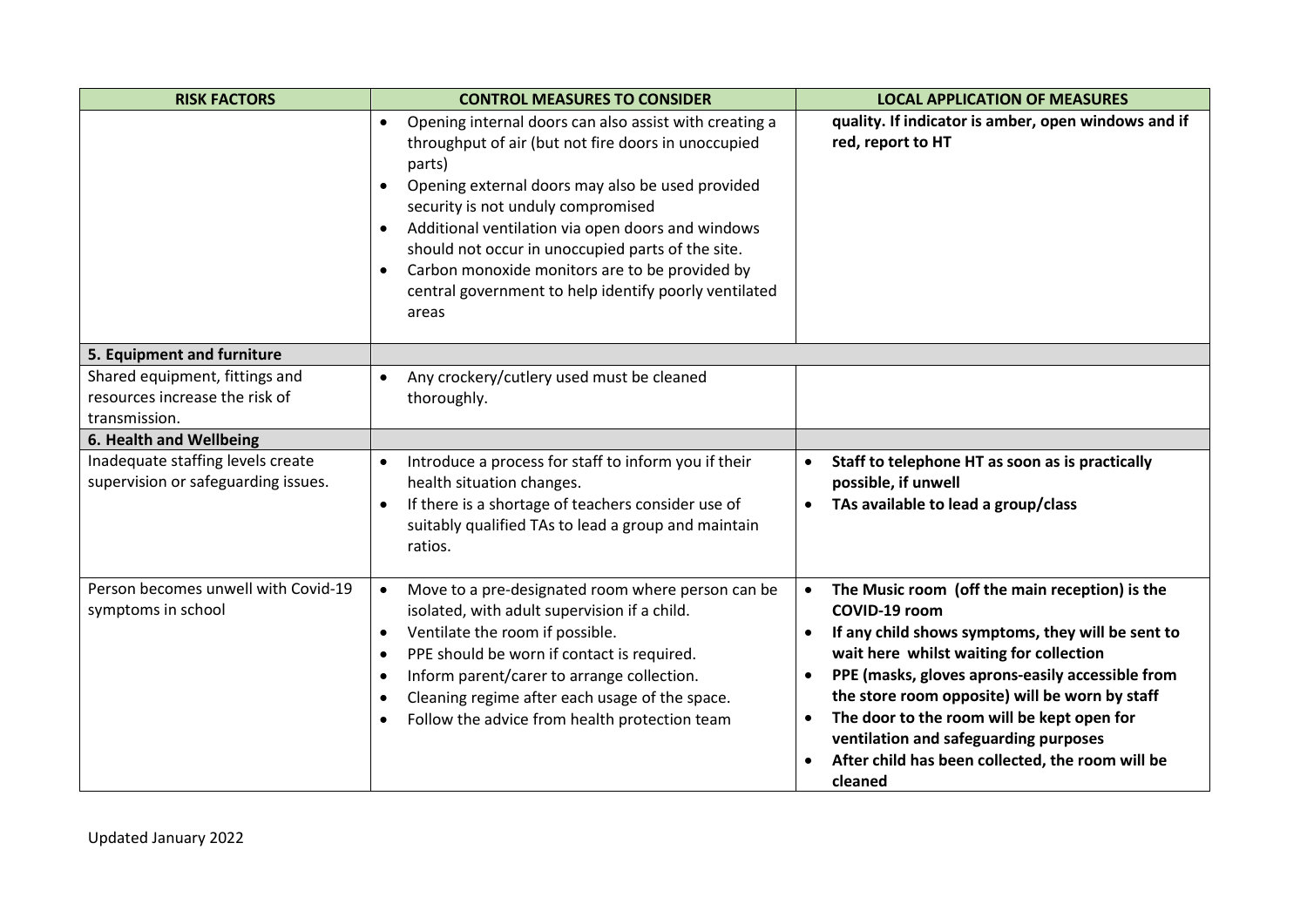| RISK FACTORS | CONTROL MEASURES TO CONSIDER | LOCAL APPLICATION OF MEASURES |
|---|---|---|
| | • Opening internal doors can also assist with creating a throughput of air (but not fire doors in unoccupied parts)<br>• Opening external doors may also be used provided security is not unduly compromised<br>• Additional ventilation via open doors and windows should not occur in unoccupied parts of the site.<br>• Carbon monoxide monitors are to be provided by central government to help identify poorly ventilated areas | **quality. If indicator is amber, open windows and if red, report to HT** |
| **5. Equipment and furniture** | | |
| Shared equipment, fittings and resources increase the risk of transmission. | • Any crockery/cutlery used must be cleaned thoroughly. | |
| **6. Health and Wellbeing** | | |
| Inadequate staffing levels create supervision or safeguarding issues. | • Introduce a process for staff to inform you if their health situation changes.<br>• If there is a shortage of teachers consider use of suitably qualified TAs to lead a group and maintain ratios. | • **Staff to telephone HT as soon as is practically possible, if unwell**<br>• **TAs available to lead a group/class** |
| Person becomes unwell with Covid-19 symptoms in school | • Move to a pre-designated room where person can be isolated, with adult supervision if a child.<br>• Ventilate the room if possible.<br>• PPE should be worn if contact is required.<br>• Inform parent/carer to arrange collection.<br>• Cleaning regime after each usage of the space.<br>• Follow the advice from health protection team | • **The Music room (off the main reception) is the COVID-19 room**<br>• **If any child shows symptoms, they will be sent to wait here whilst waiting for collection**<br>• **PPE (masks, gloves aprons-easily accessible from the store room opposite) will be worn by staff**<br>• **The door to the room will be kept open for ventilation and safeguarding purposes**<br>• **After child has been collected, the room will be cleaned** |

Updated January 2022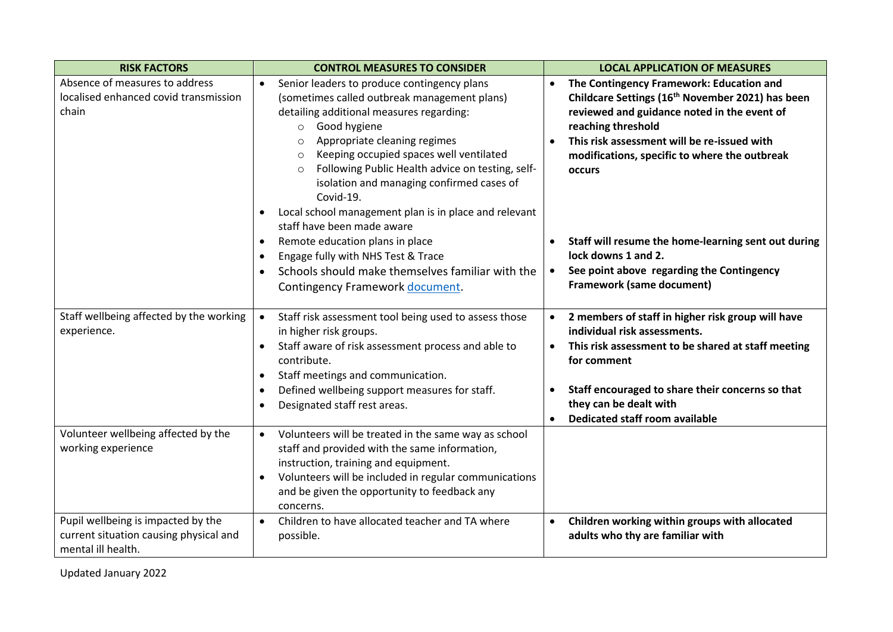| RISK FACTORS | CONTROL MEASURES TO CONSIDER | LOCAL APPLICATION OF MEASURES |
|---|---|---|
| Absence of measures to address localised enhanced covid transmission chain | • Senior leaders to produce contingency plans (sometimes called outbreak management plans) detailing additional measures regarding:<br>  ○ Good hygiene<br>  ○ Appropriate cleaning regimes<br>  ○ Keeping occupied spaces well ventilated<br>  ○ Following Public Health advice on testing, self-isolation and managing confirmed cases of Covid-19.<br>• Local school management plan is in place and relevant staff have been made aware<br>• Remote education plans in place<br>• Engage fully with NHS Test & Trace<br>• Schools should make themselves familiar with the Contingency Framework document. | • **The Contingency Framework: Education and Childcare Settings (16th November 2021) has been reviewed and guidance noted in the event of reaching threshold**<br>• **This risk assessment will be re-issued with modifications, specific to where the outbreak occurs**<br>• **Staff will resume the home-learning sent out during lock downs 1 and 2.**<br>• **See point above regarding the Contingency Framework (same document)** |
| Staff wellbeing affected by the working experience. | • Staff risk assessment tool being used to assess those in higher risk groups.<br>• Staff aware of risk assessment process and able to contribute.<br>• Staff meetings and communication.<br>• Defined wellbeing support measures for staff.<br>• Designated staff rest areas. | • **2 members of staff in higher risk group will have individual risk assessments.**<br>• **This risk assessment to be shared at staff meeting for comment**<br>• **Staff encouraged to share their concerns so that they can be dealt with**<br>• **Dedicated staff room available** |
| Volunteer wellbeing affected by the working experience | • Volunteers will be treated in the same way as school staff and provided with the same information, instruction, training and equipment.<br>• Volunteers will be included in regular communications and be given the opportunity to feedback any concerns. | |
| Pupil wellbeing is impacted by the current situation causing physical and mental ill health. | • Children to have allocated teacher and TA where possible. | • **Children working within groups with allocated adults who thy are familiar with** |

Updated January 2022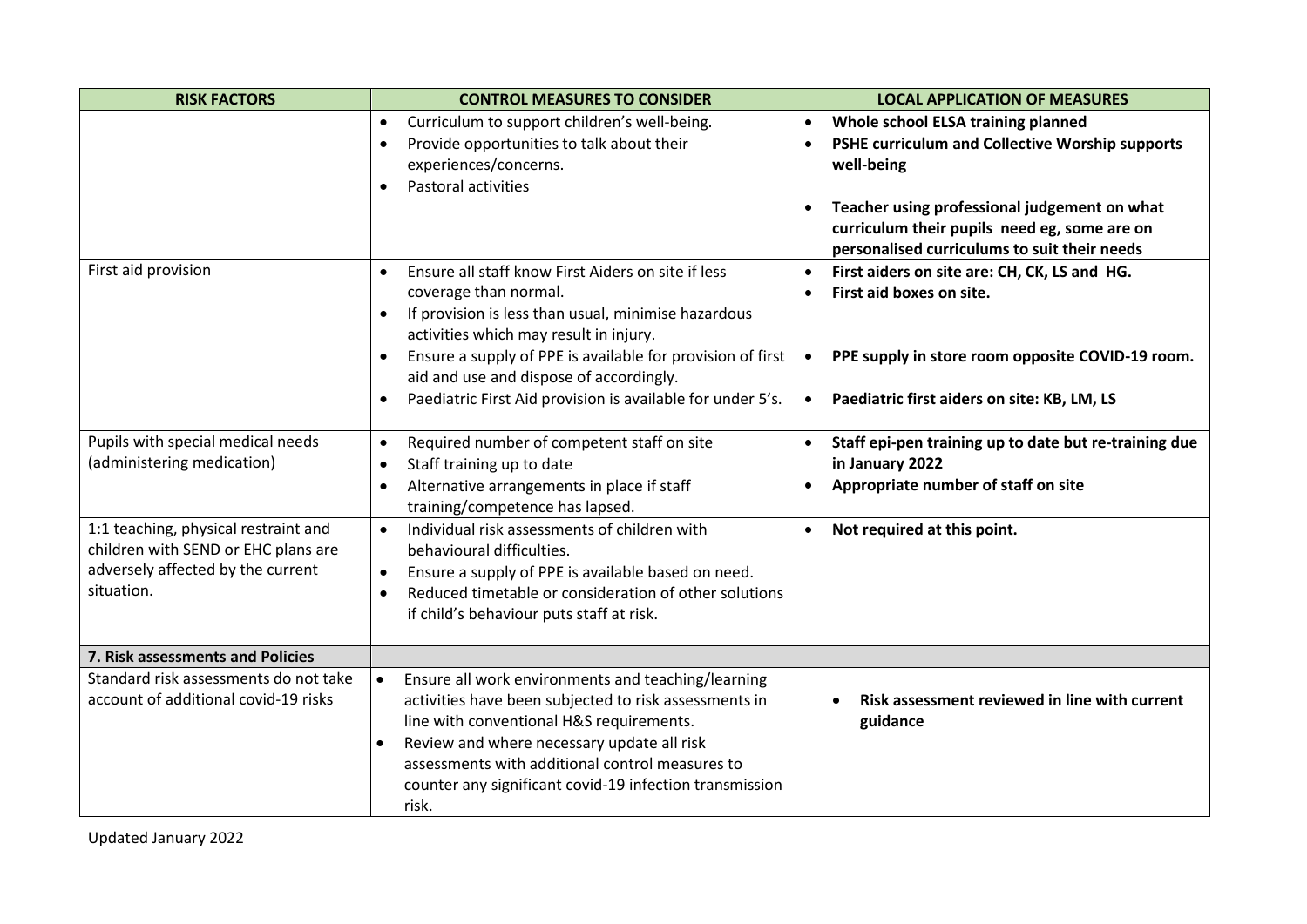| RISK FACTORS | CONTROL MEASURES TO CONSIDER | LOCAL APPLICATION OF MEASURES |
| --- | --- | --- |
| | • Curriculum to support children's well-being.<br>• Provide opportunities to talk about their experiences/concerns.<br>• Pastoral activities | • **Whole school ELSA training planned**<br>• **PSHE curriculum and Collective Worship supports well-being**<br>• **Teacher using professional judgement on what curriculum their pupils need eg, some are on personalised curriculums to suit their needs** |
| First aid provision | • Ensure all staff know First Aiders on site if less coverage than normal.<br>• If provision is less than usual, minimise hazardous activities which may result in injury.<br>• Ensure a supply of PPE is available for provision of first aid and use and dispose of accordingly.<br>• Paediatric First Aid provision is available for under 5's. | • **First aiders on site are: CH, CK, LS and HG.**<br>• **First aid boxes on site.**<br>• **PPE supply in store room opposite COVID-19 room.**<br>• **Paediatric first aiders on site: KB, LM, LS** |
| Pupils with special medical needs (administering medication) | • Required number of competent staff on site<br>• Staff training up to date<br>• Alternative arrangements in place if staff training/competence has lapsed. | • **Staff epi-pen training up to date but re-training due in January 2022**<br>• **Appropriate number of staff on site** |
| 1:1 teaching, physical restraint and children with SEND or EHC plans are adversely affected by the current situation. | • Individual risk assessments of children with behavioural difficulties.<br>• Ensure a supply of PPE is available based on need.<br>• Reduced timetable or consideration of other solutions if child's behaviour puts staff at risk. | • **Not required at this point.** |
| **7. Risk assessments and Policies** | | |
| Standard risk assessments do not take account of additional covid-19 risks | • Ensure all work environments and teaching/learning activities have been subjected to risk assessments in line with conventional H&S requirements.<br>• Review and where necessary update all risk assessments with additional control measures to counter any significant covid-19 infection transmission risk. | • **Risk assessment reviewed in line with current guidance** |

Updated January 2022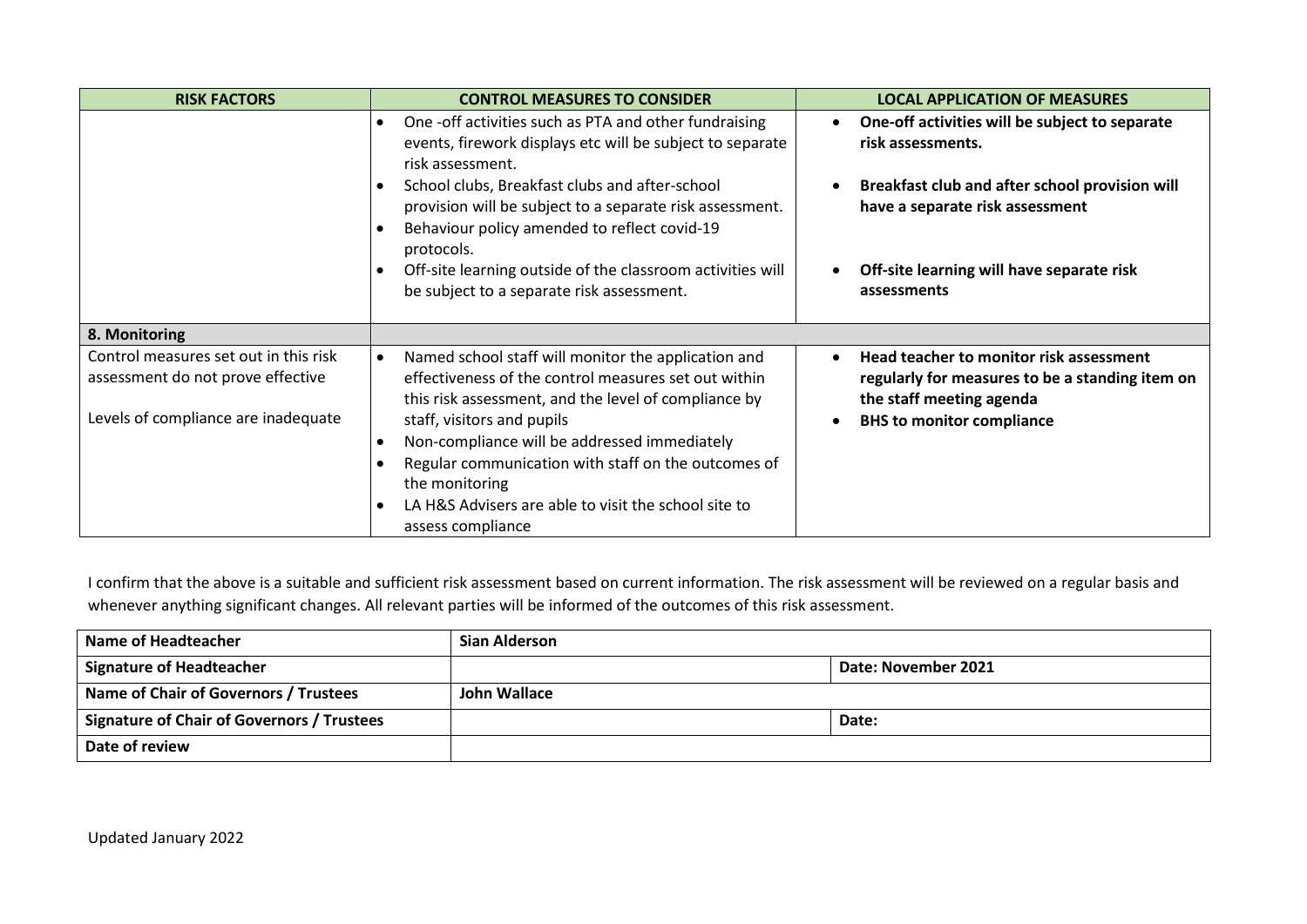| RISK FACTORS | CONTROL MEASURES TO CONSIDER | LOCAL APPLICATION OF MEASURES |
| --- | --- | --- |
| | • One -off activities such as PTA and other fundraising events, firework displays etc will be subject to separate risk assessment.<br>• School clubs, Breakfast clubs and after-school provision will be subject to a separate risk assessment.<br>• Behaviour policy amended to reflect covid-19 protocols.<br>• Off-site learning outside of the classroom activities will be subject to a separate risk assessment. | • **One-off activities will be subject to separate risk assessments.**<br>• **Breakfast club and after school provision will have a separate risk assessment**<br>• **Off-site learning will have separate risk assessments** |
| **8. Monitoring** | | |
| Control measures set out in this risk assessment do not prove effective<br><br>Levels of compliance are inadequate | • Named school staff will monitor the application and effectiveness of the control measures set out within this risk assessment, and the level of compliance by staff, visitors and pupils<br>• Non-compliance will be addressed immediately<br>• Regular communication with staff on the outcomes of the monitoring<br>• LA H&S Advisers are able to visit the school site to assess compliance | • **Head teacher to monitor risk assessment regularly for measures to be a standing item on the staff meeting agenda**<br>• **BHS to monitor compliance** |

I confirm that the above is a suitable and sufficient risk assessment based on current information. The risk assessment will be reviewed on a regular basis and whenever anything significant changes. All relevant parties will be informed of the outcomes of this risk assessment.

| | | |
| --- | --- | --- |
| **Name of Headteacher** | **Sian Alderson** | |
| **Signature of Headteacher** | | **Date: November 2021** |
| **Name of Chair of Governors / Trustees** | **John Wallace** | |
| **Signature of Chair of Governors / Trustees** | | **Date:** |
| **Date of review** | | |

Updated January 2022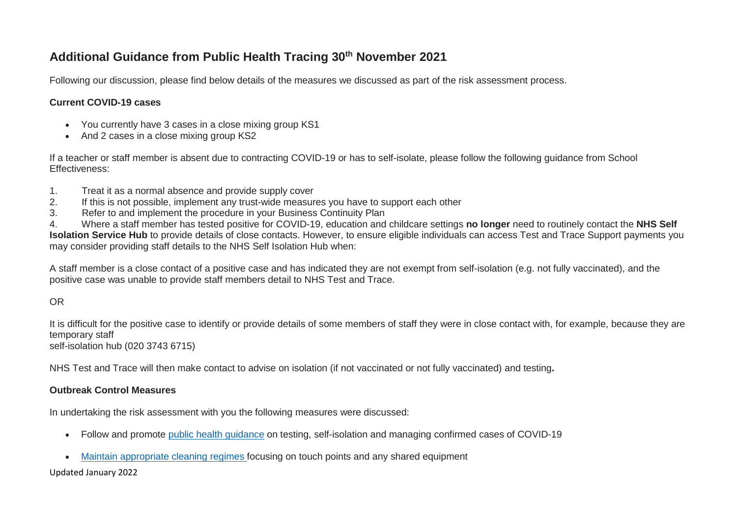## Additional Guidance from Public Health Tracing 30th November 2021

Following our discussion, please find below details of the measures we discussed as part of the risk assessment process.

**Current COVID-19 cases**

- You currently have 3 cases in a close mixing group KS1
- And 2 cases in a close mixing group KS2

If a teacher or staff member is absent due to contracting COVID-19 or has to self-isolate, please follow the following guidance from School Effectiveness:

1. Treat it as a normal absence and provide supply cover
2. If this is not possible, implement any trust-wide measures you have to support each other
3. Refer to and implement the procedure in your Business Continuity Plan
4. Where a staff member has tested positive for COVID-19, education and childcare settings **no longer** need to routinely contact the **NHS Self Isolation Service Hub** to provide details of close contacts. However, to ensure eligible individuals can access Test and Trace Support payments you may consider providing staff details to the NHS Self Isolation Hub when:

A staff member is a close contact of a positive case and has indicated they are not exempt from self-isolation (e.g. not fully vaccinated), and the positive case was unable to provide staff members detail to NHS Test and Trace.

OR

It is difficult for the positive case to identify or provide details of some members of staff they were in close contact with, for example, because they are temporary staff
self-isolation hub (020 3743 6715)

NHS Test and Trace will then make contact to advise on isolation (if not vaccinated or not fully vaccinated) and testing.

**Outbreak Control Measures**

In undertaking the risk assessment with you the following measures were discussed:

- Follow and promote public health guidance on testing, self-isolation and managing confirmed cases of COVID-19
- Maintain appropriate cleaning regimes focusing on touch points and any shared equipment

Updated January 2022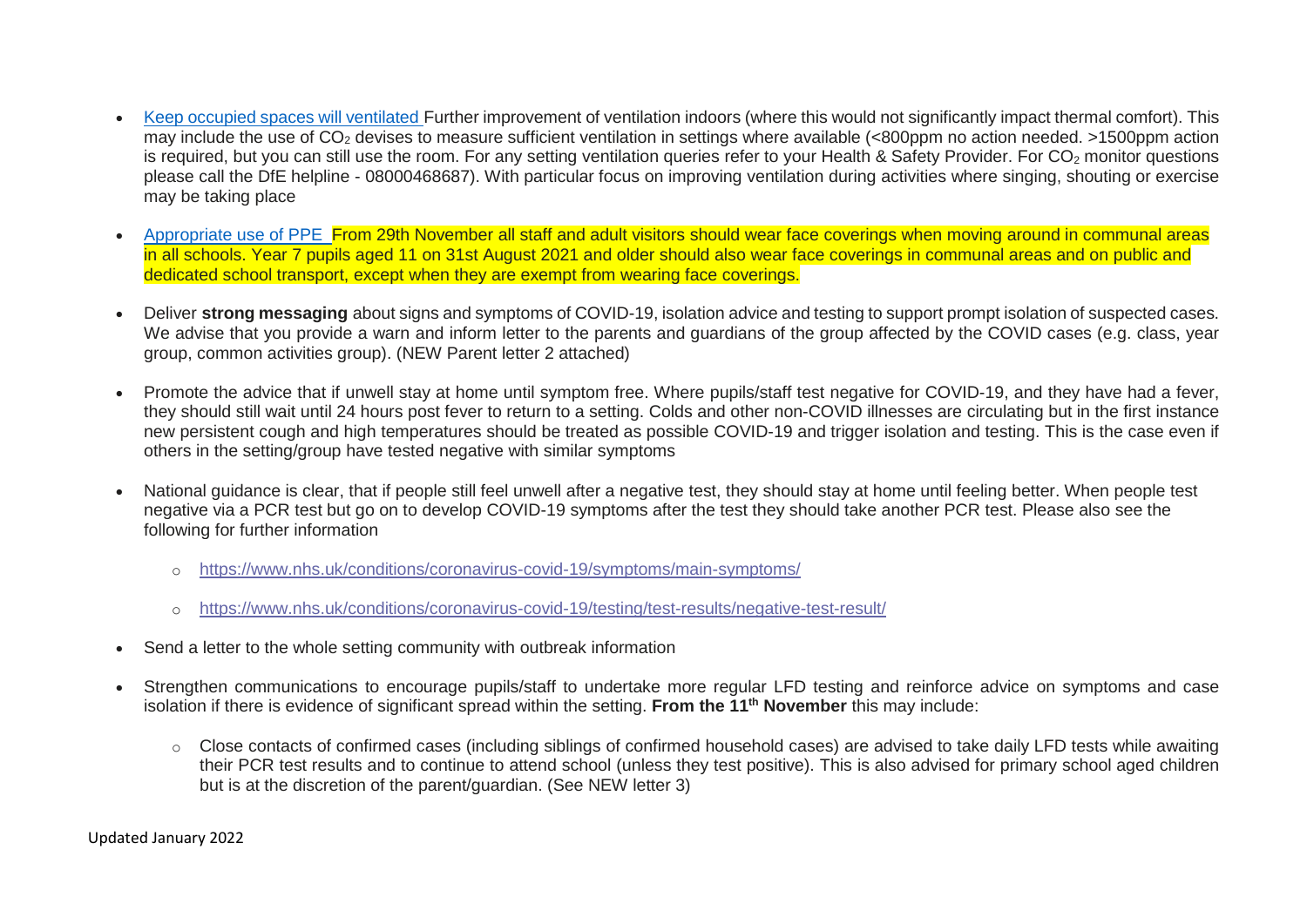- Keep occupied spaces will ventilated Further improvement of ventilation indoors (where this would not significantly impact thermal comfort). This may include the use of $CO_2$ devises to measure sufficient ventilation in settings where available (<800ppm no action needed. >1500ppm action is required, but you can still use the room. For any setting ventilation queries refer to your Health & Safety Provider. For $CO_2$ monitor questions please call the DfE helpline - 08000468687). With particular focus on improving ventilation during activities where singing, shouting or exercise may be taking place

- Appropriate use of PPE From 29th November all staff and adult visitors should wear face coverings when moving around in communal areas in all schools. Year 7 pupils aged 11 on 31st August 2021 and older should also wear face coverings in communal areas and on public and dedicated school transport, except when they are exempt from wearing face coverings.

- Deliver **strong messaging** about signs and symptoms of COVID-19, isolation advice and testing to support prompt isolation of suspected cases. We advise that you provide a warn and inform letter to the parents and guardians of the group affected by the COVID cases (e.g. class, year group, common activities group). (NEW Parent letter 2 attached)

- Promote the advice that if unwell stay at home until symptom free. Where pupils/staff test negative for COVID-19, and they have had a fever, they should still wait until 24 hours post fever to return to a setting. Colds and other non-COVID illnesses are circulating but in the first instance new persistent cough and high temperatures should be treated as possible COVID-19 and trigger isolation and testing. This is the case even if others in the setting/group have tested negative with similar symptoms

- National guidance is clear, that if people still feel unwell after a negative test, they should stay at home until feeling better. When people test negative via a PCR test but go on to develop COVID-19 symptoms after the test they should take another PCR test. Please also see the following for further information

  - https://www.nhs.uk/conditions/coronavirus-covid-19/symptoms/main-symptoms/

  - https://www.nhs.uk/conditions/coronavirus-covid-19/testing/test-results/negative-test-result/

- Send a letter to the whole setting community with outbreak information

- Strengthen communications to encourage pupils/staff to undertake more regular LFD testing and reinforce advice on symptoms and case isolation if there is evidence of significant spread within the setting. **From the 11th November** this may include:

  - Close contacts of confirmed cases (including siblings of confirmed household cases) are advised to take daily LFD tests while awaiting their PCR test results and to continue to attend school (unless they test positive). This is also advised for primary school aged children but is at the discretion of the parent/guardian. (See NEW letter 3)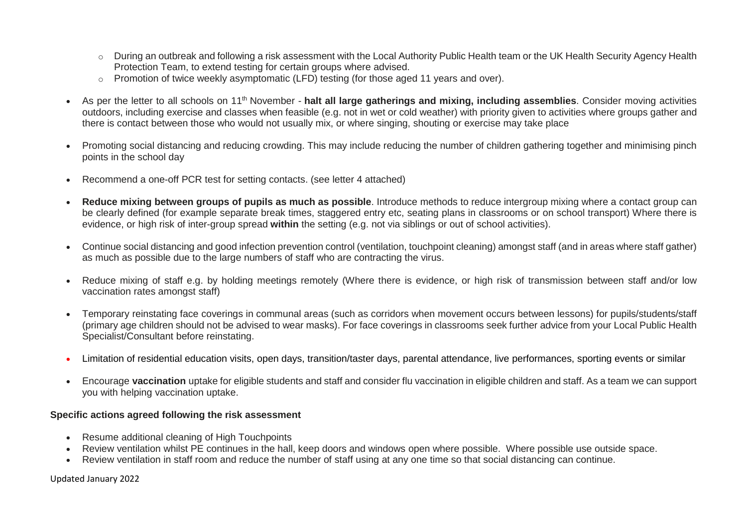- During an outbreak and following a risk assessment with the Local Authority Public Health team or the UK Health Security Agency Health Protection Team, to extend testing for certain groups where advised.
  - Promotion of twice weekly asymptomatic (LFD) testing (for those aged 11 years and over).

- As per the letter to all schools on 11th November - **halt all large gatherings and mixing, including assemblies**. Consider moving activities outdoors, including exercise and classes when feasible (e.g. not in wet or cold weather) with priority given to activities where groups gather and there is contact between those who would not usually mix, or where singing, shouting or exercise may take place

- Promoting social distancing and reducing crowding. This may include reducing the number of children gathering together and minimising pinch points in the school day

- Recommend a one-off PCR test for setting contacts. (see letter 4 attached)

- **Reduce mixing between groups of pupils as much as possible**. Introduce methods to reduce intergroup mixing where a contact group can be clearly defined (for example separate break times, staggered entry etc, seating plans in classrooms or on school transport) Where there is evidence, or high risk of inter-group spread **within** the setting (e.g. not via siblings or out of school activities).

- Continue social distancing and good infection prevention control (ventilation, touchpoint cleaning) amongst staff (and in areas where staff gather) as much as possible due to the large numbers of staff who are contracting the virus.

- Reduce mixing of staff e.g. by holding meetings remotely (Where there is evidence, or high risk of transmission between staff and/or low vaccination rates amongst staff)

- Temporary reinstating face coverings in communal areas (such as corridors when movement occurs between lessons) for pupils/students/staff (primary age children should not be advised to wear masks). For face coverings in classrooms seek further advice from your Local Public Health Specialist/Consultant before reinstating.

- Limitation of residential education visits, open days, transition/taster days, parental attendance, live performances, sporting events or similar

- Encourage **vaccination** uptake for eligible students and staff and consider flu vaccination in eligible children and staff. As a team we can support you with helping vaccination uptake.

**Specific actions agreed following the risk assessment**

- Resume additional cleaning of High Touchpoints
- Review ventilation whilst PE continues in the hall, keep doors and windows open where possible. Where possible use outside space.
- Review ventilation in staff room and reduce the number of staff using at any one time so that social distancing can continue.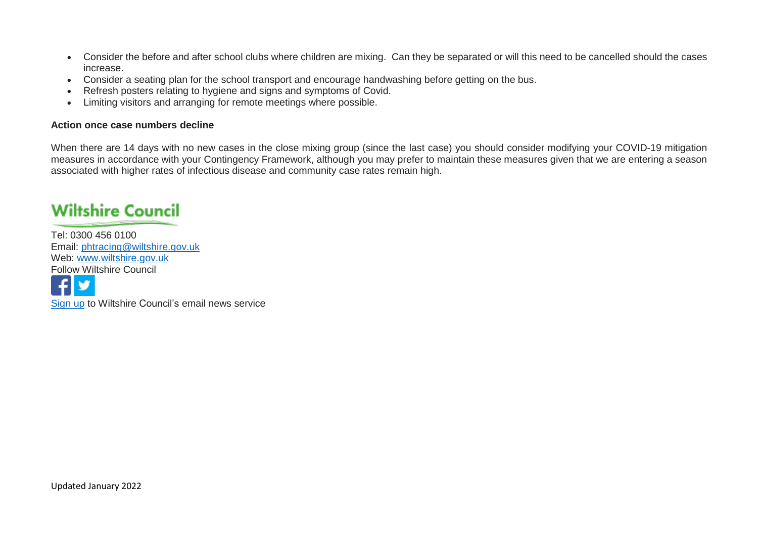- Consider the before and after school clubs where children are mixing.  Can they be separated or will this need to be cancelled should the cases increase.
- Consider a seating plan for the school transport and encourage handwashing before getting on the bus.
- Refresh posters relating to hygiene and signs and symptoms of Covid.
- Limiting visitors and arranging for remote meetings where possible.

**Action once case numbers decline**

When there are 14 days with no new cases in the close mixing group (since the last case) you should consider modifying your COVID-19 mitigation measures in accordance with your Contingency Framework, although you may prefer to maintain these measures given that we are entering a season associated with higher rates of infectious disease and community case rates remain high.

Wiltshire Council

Tel: 0300 456 0100
Email: phtracing@wiltshire.gov.uk
Web: www.wiltshire.gov.uk
Follow Wiltshire Council

Sign up to Wiltshire Council's email news service

Updated January 2022